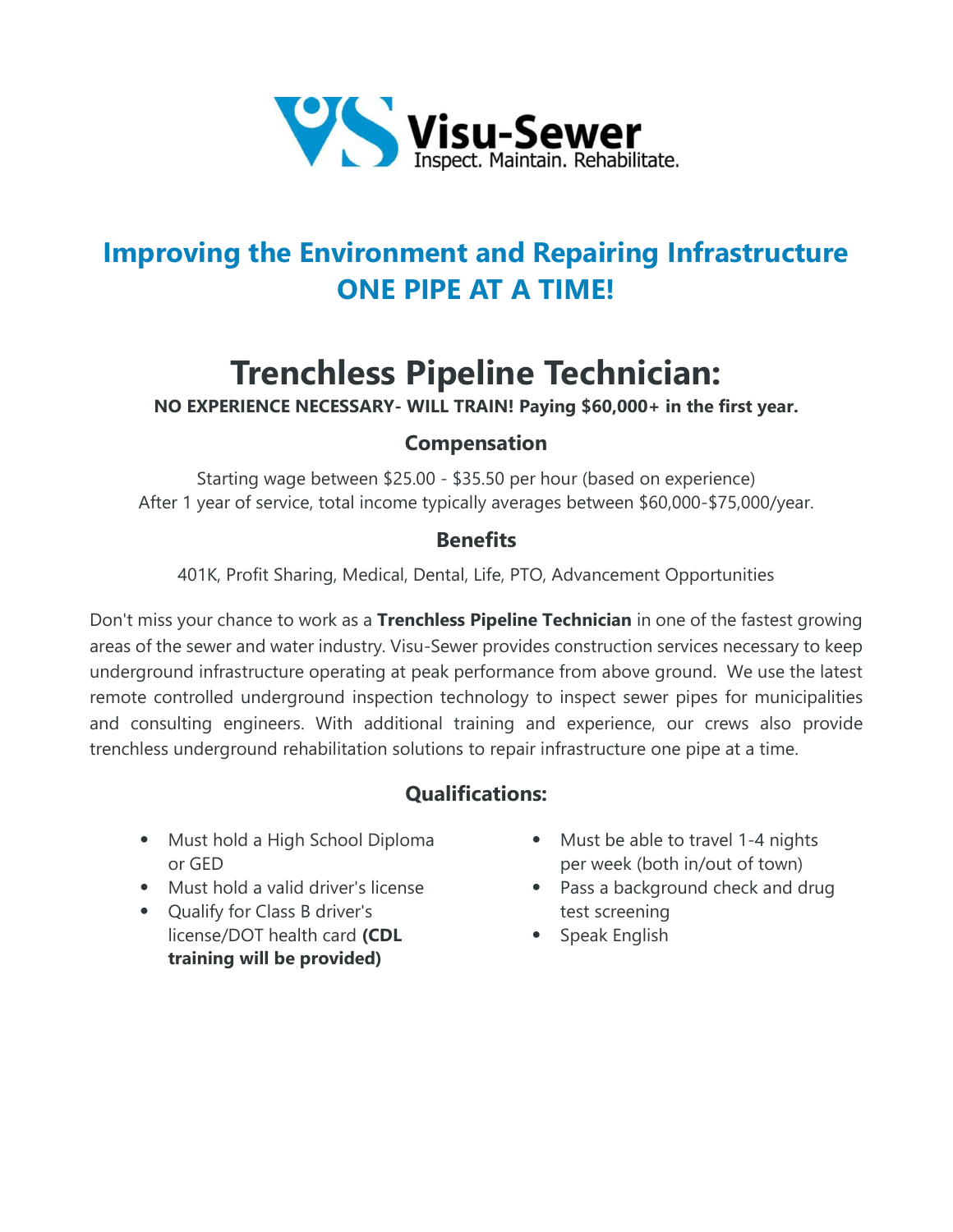Visu-Sewer
Inspect. Maintain. Rehabilitate.

## Improving the Environment and Repairing Infrastructure ONE PIPE AT A TIME!

# Trenchless Pipeline Technician:

**NO EXPERIENCE NECESSARY- WILL TRAIN! Paying $60,000+ in the first year.**

### Compensation

Starting wage between $25.00 - $35.50 per hour (based on experience)
After 1 year of service, total income typically averages between $60,000-$75,000/year.

### Benefits

401K, Profit Sharing, Medical, Dental, Life, PTO, Advancement Opportunities

Don't miss your chance to work as a **Trenchless Pipeline Technician** in one of the fastest growing areas of the sewer and water industry. Visu-Sewer provides construction services necessary to keep underground infrastructure operating at peak performance from above ground. We use the latest remote controlled underground inspection technology to inspect sewer pipes for municipalities and consulting engineers. With additional training and experience, our crews also provide trenchless underground rehabilitation solutions to repair infrastructure one pipe at a time.

### Qualifications:

- Must hold a High School Diploma or GED
- Must hold a valid driver's license
- Qualify for Class B driver's license/DOT health card **(CDL training will be provided)**
- Must be able to travel 1-4 nights per week (both in/out of town)
- Pass a background check and drug test screening
- Speak English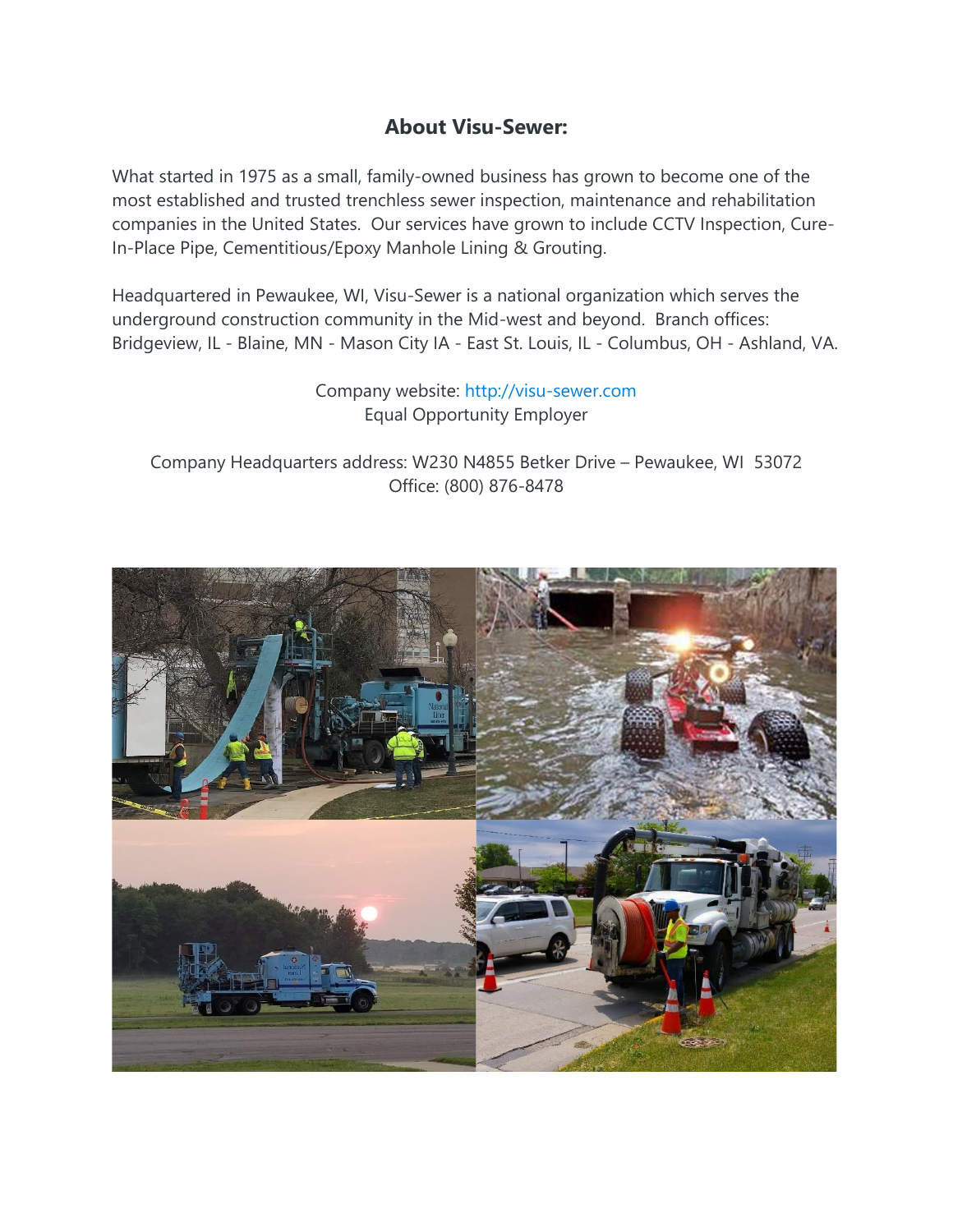## About Visu-Sewer:

What started in 1975 as a small, family-owned business has grown to become one of the most established and trusted trenchless sewer inspection, maintenance and rehabilitation companies in the United States. Our services have grown to include CCTV Inspection, Cure-In-Place Pipe, Cementitious/Epoxy Manhole Lining & Grouting.

Headquartered in Pewaukee, WI, Visu-Sewer is a national organization which serves the underground construction community in the Mid-west and beyond. Branch offices: Bridgeview, IL - Blaine, MN - Mason City IA - East St. Louis, IL - Columbus, OH - Ashland, VA.

Company website: http://visu-sewer.com
Equal Opportunity Employer

Company Headquarters address: W230 N4855 Betker Drive – Pewaukee, WI 53072
Office: (800) 876-8478